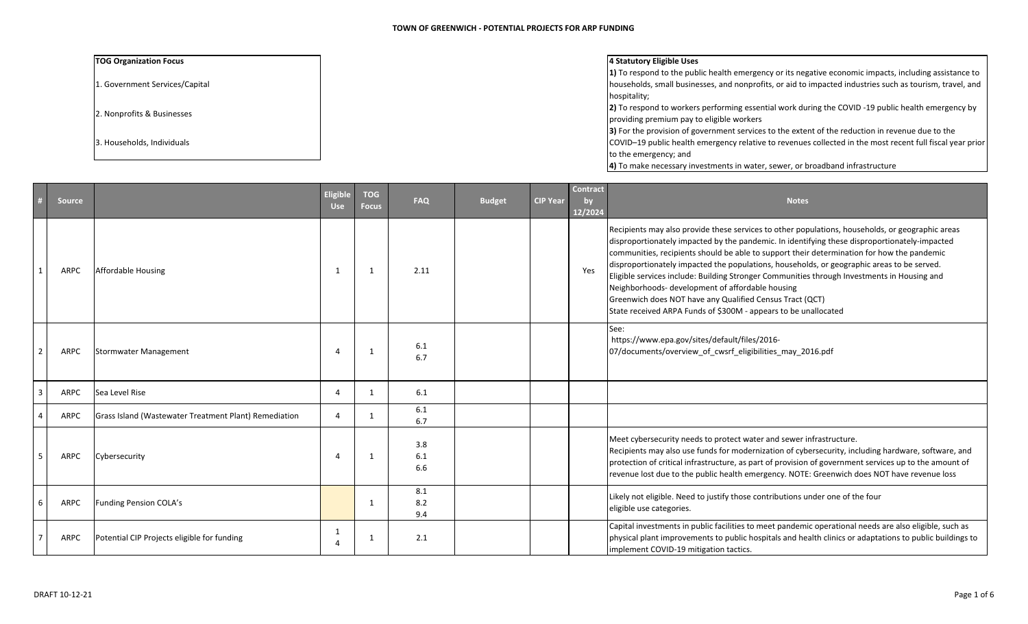# TOWN OF GREENWICH - POTENTIAL PROJECTS FOR ARP FUNDING

**TOG Organization Focus**

1. Government Services/Capital
2. Nonprofits & Businesses
3. Households, Individuals

**4 Statutory Eligible Uses**

**1)** To respond to the public health emergency or its negative economic impacts, including assistance to households, small businesses, and nonprofits, or aid to impacted industries such as tourism, travel, and hospitality;

**2)** To respond to workers performing essential work during the COVID -19 public health emergency by providing premium pay to eligible workers

**3)** For the provision of government services to the extent of the reduction in revenue due to the COVID–19 public health emergency relative to revenues collected in the most recent full fiscal year prior to the emergency; and

**4)** To make necessary investments in water, sewer, or broadband infrastructure

| # | Source | | Eligible Use | TOG Focus | FAQ | Budget | CIP Year | Contract by 12/2024 | Notes |
|---|---|---|---|---|---|---|---|---|---|
| 1 | ARPC | Affordable Housing | 1 | 1 | 2.11 | | | Yes | Recipients may also provide these services to other populations, households, or geographic areas disproportionately impacted by the pandemic. In identifying these disproportionately-impacted communities, recipients should be able to support their determination for how the pandemic disproportionately impacted the populations, households, or geographic areas to be served.<br>Eligible services include: Building Stronger Communities through Investments in Housing and Neighborhoods- development of affordable housing<br>Greenwich does NOT have any Qualified Census Tract (QCT)<br>State received ARPA Funds of $300M - appears to be unallocated |
| 2 | ARPC | Stormwater Management | 4 | 1 | 6.1<br>6.7 | | | | See:<br>https://www.epa.gov/sites/default/files/2016-07/documents/overview_of_cwsrf_eligibilities_may_2016.pdf |
| 3 | ARPC | Sea Level Rise | 4 | 1 | 6.1 | | | | |
| 4 | ARPC | Grass Island (Wastewater Treatment Plant) Remediation | 4 | 1 | 6.1<br>6.7 | | | | |
| 5 | ARPC | Cybersecurity | 4 | 1 | 3.8<br>6.1<br>6.6 | | | | Meet cybersecurity needs to protect water and sewer infrastructure.<br>Recipients may also use funds for modernization of cybersecurity, including hardware, software, and protection of critical infrastructure, as part of provision of government services up to the amount of revenue lost due to the public health emergency. NOTE: Greenwich does NOT have revenue loss |
| 6 | ARPC | Funding Pension COLA's | | 1 | 8.1<br>8.2<br>9.4 | | | | Likely not eligible. Need to justify those contributions under one of the four eligible use categories. |
| 7 | ARPC | Potential CIP Projects eligible for funding | 1<br>4 | 1 | 2.1 | | | | Capital investments in public facilities to meet pandemic operational needs are also eligible, such as physical plant improvements to public hospitals and health clinics or adaptations to public buildings to implement COVID-19 mitigation tactics. |

DRAFT 10-12-21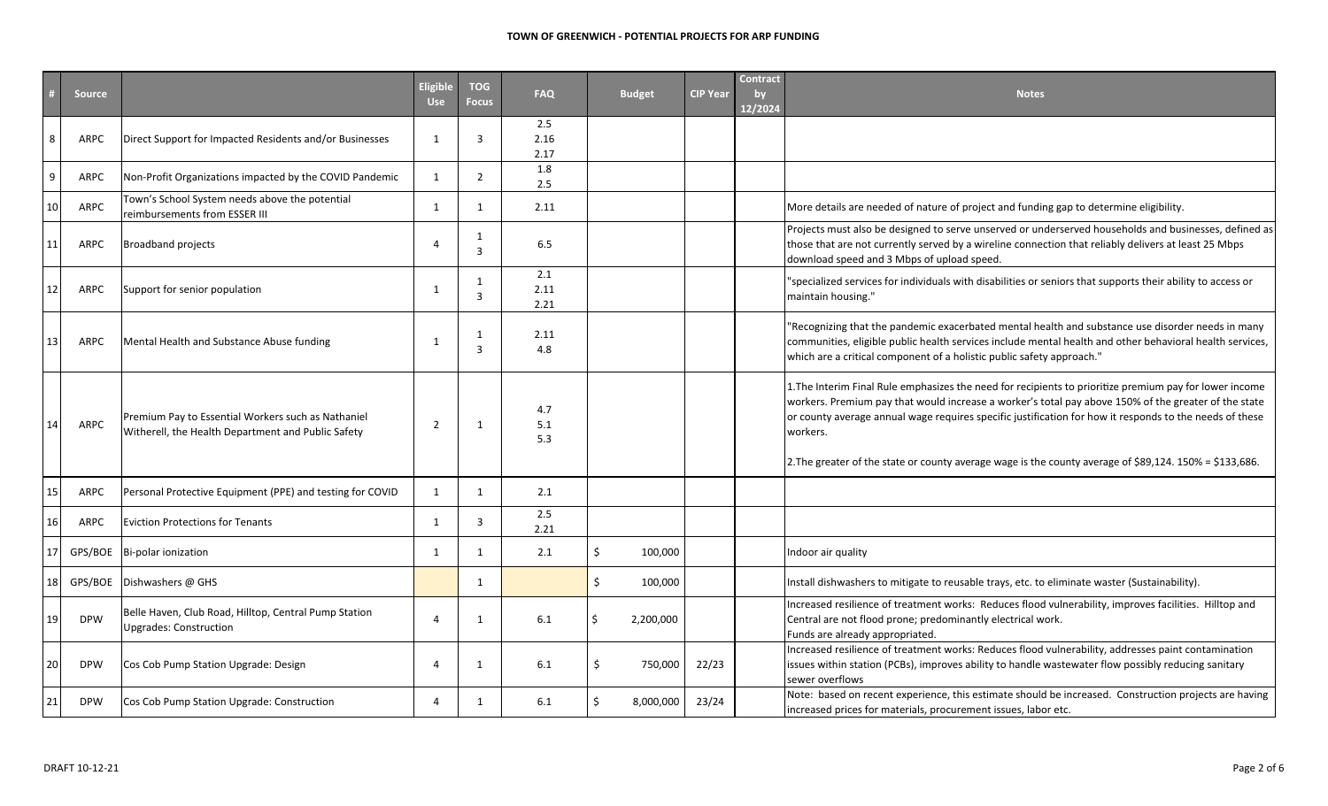**TOWN OF GREENWICH - POTENTIAL PROJECTS FOR ARP FUNDING**

| # | Source | | Eligible Use | TOG Focus | FAQ | Budget | CIP Year | Contract by 12/2024 | Notes |
|---|---|---|---|---|---|---|---|---|---|
| 8 | ARPC | Direct Support for Impacted Residents and/or Businesses | 1 | 3 | 2.5<br>2.16<br>2.17 | | | | |
| 9 | ARPC | Non-Profit Organizations impacted by the COVID Pandemic | 1 | 2 | 1.8<br>2.5 | | | | |
| 10 | ARPC | Town's School System needs above the potential reimbursements from ESSER III | 1 | 1 | 2.11 | | | | More details are needed of nature of project and funding gap to determine eligibility. |
| 11 | ARPC | Broadband projects | 4 | 1<br>3 | 6.5 | | | | Projects must also be designed to serve unserved or underserved households and businesses, defined as those that are not currently served by a wireline connection that reliably delivers at least 25 Mbps download speed and 3 Mbps of upload speed. |
| 12 | ARPC | Support for senior population | 1 | 1<br>3 | 2.1<br>2.11<br>2.21 | | | | "specialized services for individuals with disabilities or seniors that supports their ability to access or maintain housing." |
| 13 | ARPC | Mental Health and Substance Abuse funding | 1 | 1<br>3 | 2.11<br>4.8 | | | | "Recognizing that the pandemic exacerbated mental health and substance use disorder needs in many communities, eligible public health services include mental health and other behavioral health services, which are a critical component of a holistic public safety approach." |
| 14 | ARPC | Premium Pay to Essential Workers such as Nathaniel Witherell, the Health Department and Public Safety | 2 | 1 | 4.7<br>5.1<br>5.3 | | | | 1.The Interim Final Rule emphasizes the need for recipients to prioritize premium pay for lower income workers. Premium pay that would increase a worker's total pay above 150% of the greater of the state or county average annual wage requires specific justification for how it responds to the needs of these workers.<br><br>2.The greater of the state or county average wage is the county average of $89,124. 150% = $133,686. |
| 15 | ARPC | Personal Protective Equipment (PPE) and testing for COVID | 1 | 1 | 2.1 | | | | |
| 16 | ARPC | Eviction Protections for Tenants | 1 | 3 | 2.5<br>2.21 | | | | |
| 17 | GPS/BOE | Bi-polar ionization | 1 | 1 | 2.1 | $ 100,000 | | | Indoor air quality |
| 18 | GPS/BOE | Dishwashers @ GHS | | 1 | | $ 100,000 | | | Install dishwashers to mitigate to reusable trays, etc. to eliminate waster (Sustainability). |
| 19 | DPW | Belle Haven, Club Road, Hilltop, Central Pump Station Upgrades: Construction | 4 | 1 | 6.1 | $ 2,200,000 | | | Increased resilience of treatment works: Reduces flood vulnerability, improves facilities. Hilltop and Central are not flood prone; predominantly electrical work.<br>Funds are already appropriated. |
| 20 | DPW | Cos Cob Pump Station Upgrade: Design | 4 | 1 | 6.1 | $ 750,000 | 22/23 | | Increased resilience of treatment works: Reduces flood vulnerability, addresses paint contamination issues within station (PCBs), improves ability to handle wastewater flow possibly reducing sanitary sewer overflows |
| 21 | DPW | Cos Cob Pump Station Upgrade: Construction | 4 | 1 | 6.1 | $ 8,000,000 | 23/24 | | Note: based on recent experience, this estimate should be increased. Construction projects are having increased prices for materials, procurement issues, labor etc. |

DRAFT 10-12-21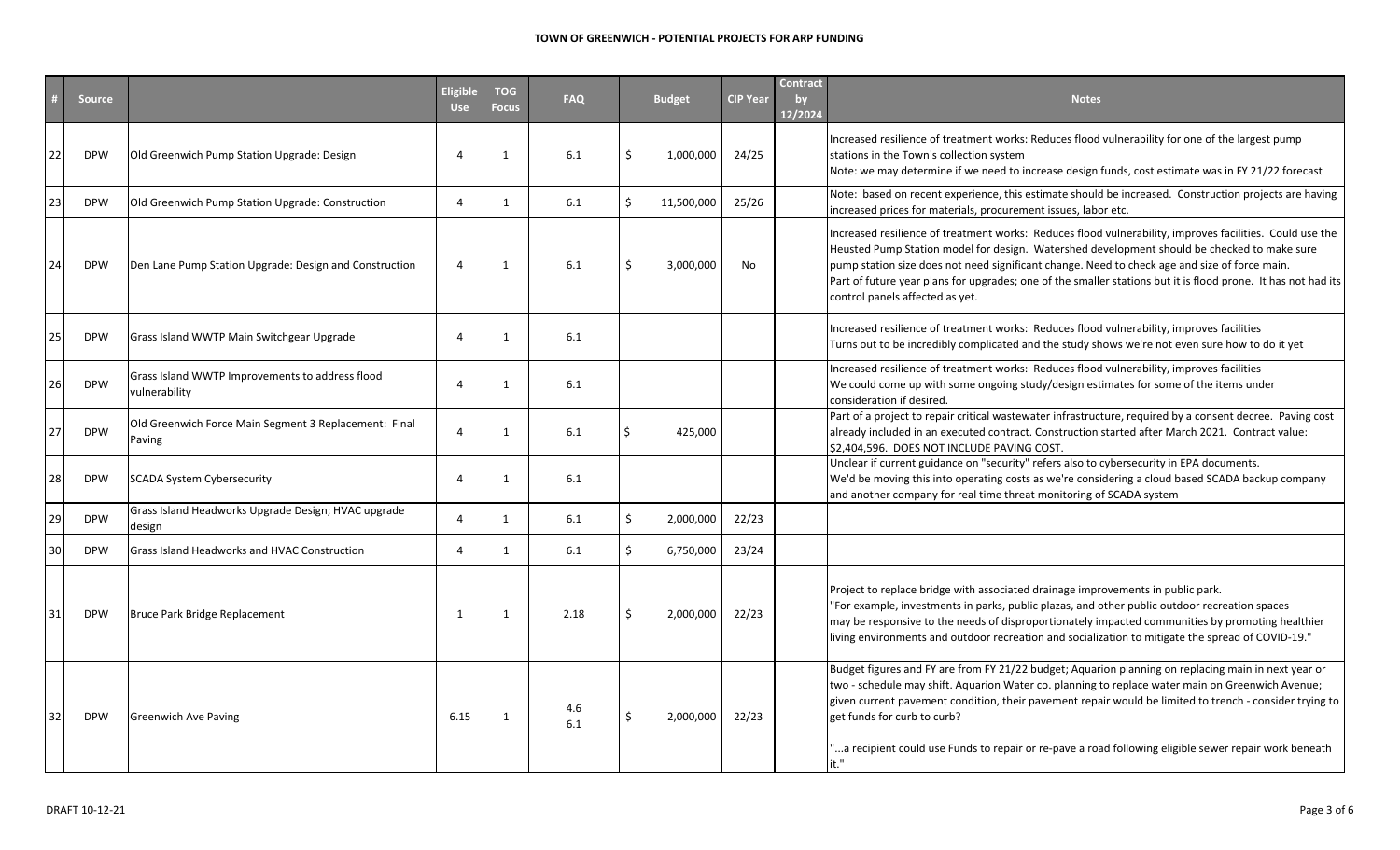# TOWN OF GREENWICH - POTENTIAL PROJECTS FOR ARP FUNDING

| # | Source | | Eligible Use | TOG Focus | FAQ | Budget | CIP Year | Contract by 12/2024 | Notes |
|---|---|---|---|---|---|---|---|---|---|
| 22 | DPW | Old Greenwich Pump Station Upgrade: Design | 4 | 1 | 6.1 | $ 1,000,000 | 24/25 | | Increased resilience of treatment works: Reduces flood vulnerability for one of the largest pump stations in the Town's collection system<br>Note: we may determine if we need to increase design funds, cost estimate was in FY 21/22 forecast |
| 23 | DPW | Old Greenwich Pump Station Upgrade: Construction | 4 | 1 | 6.1 | $ 11,500,000 | 25/26 | | Note: based on recent experience, this estimate should be increased. Construction projects are having increased prices for materials, procurement issues, labor etc. |
| 24 | DPW | Den Lane Pump Station Upgrade: Design and Construction | 4 | 1 | 6.1 | $ 3,000,000 | No | | Increased resilience of treatment works: Reduces flood vulnerability, improves facilities. Could use the Heusted Pump Station model for design. Watershed development should be checked to make sure pump station size does not need significant change. Need to check age and size of force main.<br>Part of future year plans for upgrades; one of the smaller stations but it is flood prone. It has not had its control panels affected as yet. |
| 25 | DPW | Grass Island WWTP Main Switchgear Upgrade | 4 | 1 | 6.1 | | | | Increased resilience of treatment works: Reduces flood vulnerability, improves facilities<br>Turns out to be incredibly complicated and the study shows we're not even sure how to do it yet |
| 26 | DPW | Grass Island WWTP Improvements to address flood vulnerability | 4 | 1 | 6.1 | | | | Increased resilience of treatment works: Reduces flood vulnerability, improves facilities<br>We could come up with some ongoing study/design estimates for some of the items under consideration if desired. |
| 27 | DPW | Old Greenwich Force Main Segment 3 Replacement: Final Paving | 4 | 1 | 6.1 | $ 425,000 | | | Part of a project to repair critical wastewater infrastructure, required by a consent decree. Paving cost already included in an executed contract. Construction started after March 2021. Contract value: $2,404,596. DOES NOT INCLUDE PAVING COST. |
| 28 | DPW | SCADA System Cybersecurity | 4 | 1 | 6.1 | | | | Unclear if current guidance on "security" refers also to cybersecurity in EPA documents.<br>We'd be moving this into operating costs as we're considering a cloud based SCADA backup company and another company for real time threat monitoring of SCADA system |
| 29 | DPW | Grass Island Headworks Upgrade Design; HVAC upgrade design | 4 | 1 | 6.1 | $ 2,000,000 | 22/23 | | |
| 30 | DPW | Grass Island Headworks and HVAC Construction | 4 | 1 | 6.1 | $ 6,750,000 | 23/24 | | |
| 31 | DPW | Bruce Park Bridge Replacement | 1 | 1 | 2.18 | $ 2,000,000 | 22/23 | | Project to replace bridge with associated drainage improvements in public park.<br>"For example, investments in parks, public plazas, and other public outdoor recreation spaces may be responsive to the needs of disproportionately impacted communities by promoting healthier living environments and outdoor recreation and socialization to mitigate the spread of COVID-19." |
| 32 | DPW | Greenwich Ave Paving | 6.15 | 1 | 4.6<br>6.1 | $ 2,000,000 | 22/23 | | Budget figures and FY are from FY 21/22 budget; Aquarion planning on replacing main in next year or two - schedule may shift. Aquarion Water co. planning to replace water main on Greenwich Avenue; given current pavement condition, their pavement repair would be limited to trench - consider trying to get funds for curb to curb?<br><br>"...a recipient could use Funds to repair or re-pave a road following eligible sewer repair work beneath it." |

DRAFT 10-12-21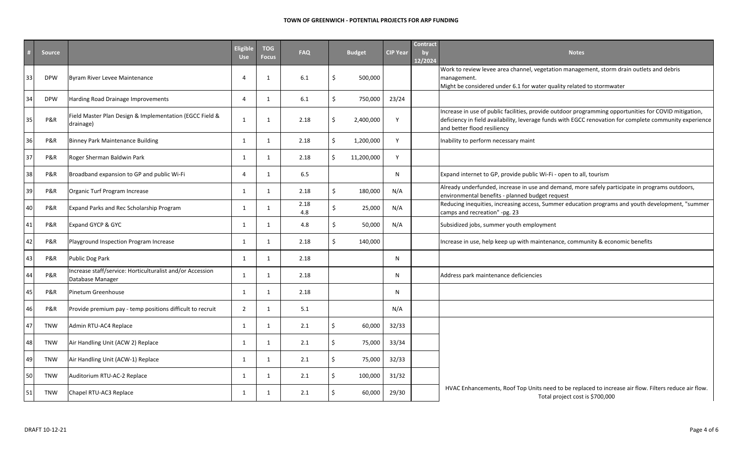**TOWN OF GREENWICH - POTENTIAL PROJECTS FOR ARP FUNDING**

| # | Source | | Eligible Use | TOG Focus | FAQ | Budget | CIP Year | Contract by 12/2024 | Notes |
|---|---|---|---|---|---|---|---|---|---|
| 33 | DPW | Byram River Levee Maintenance | 4 | 1 | 6.1 | $ 500,000 | | | Work to review levee area channel, vegetation management, storm drain outlets and debris management.<br>Might be considered under 6.1 for water quality related to stormwater |
| 34 | DPW | Harding Road Drainage Improvements | 4 | 1 | 6.1 | $ 750,000 | 23/24 | | |
| 35 | P&R | Field Master Plan Design & Implementation (EGCC Field & drainage) | 1 | 1 | 2.18 | $ 2,400,000 | Y | | Increase in use of public facilities, provide outdoor programming opportunities for COVID mitigation, deficiency in field availability, leverage funds with EGCC renovation for complete community experience and better flood resiliency |
| 36 | P&R | Binney Park Maintenance Building | 1 | 1 | 2.18 | $ 1,200,000 | Y | | Inability to perform necessary maint |
| 37 | P&R | Roger Sherman Baldwin Park | 1 | 1 | 2.18 | $ 11,200,000 | Y | | |
| 38 | P&R | Broadband expansion to GP and public Wi-Fi | 4 | 1 | 6.5 | | N | | Expand internet to GP, provide public Wi-Fi - open to all, tourism |
| 39 | P&R | Organic Turf Program Increase | 1 | 1 | 2.18 | $ 180,000 | N/A | | Already underfunded, increase in use and demand, more safely participate in programs outdoors, environmental benefits - planned budget request |
| 40 | P&R | Expand Parks and Rec Scholarship Program | 1 | 1 | 2.18<br>4.8 | $ 25,000 | N/A | | Reducing inequities, increasing access, Summer education programs and youth development, "summer camps and recreation" -pg. 23 |
| 41 | P&R | Expand GYCP & GYC | 1 | 1 | 4.8 | $ 50,000 | N/A | | Subsidized jobs, summer youth employment |
| 42 | P&R | Playground Inspection Program Increase | 1 | 1 | 2.18 | $ 140,000 | | | Increase in use, help keep up with maintenance, community & economic benefits |
| 43 | P&R | Public Dog Park | 1 | 1 | 2.18 | | N | | |
| 44 | P&R | Increase staff/service: Horticulturalist and/or Accession Database Manager | 1 | 1 | 2.18 | | N | | Address park maintenance deficiencies |
| 45 | P&R | Pinetum Greenhouse | 1 | 1 | 2.18 | | N | | |
| 46 | P&R | Provide premium pay - temp positions difficult to recruit | 2 | 1 | 5.1 | | N/A | | |
| 47 | TNW | Admin RTU-AC4 Replace | 1 | 1 | 2.1 | $ 60,000 | 32/33 | | HVAC Enhancements, Roof Top Units need to be replaced to increase air flow. Filters reduce air flow. Total project cost is $700,000 |
| 48 | TNW | Air Handling Unit (ACW 2) Replace | 1 | 1 | 2.1 | $ 75,000 | 33/34 | | |
| 49 | TNW | Air Handling Unit (ACW-1) Replace | 1 | 1 | 2.1 | $ 75,000 | 32/33 | | |
| 50 | TNW | Auditorium RTU-AC-2 Replace | 1 | 1 | 2.1 | $ 100,000 | 31/32 | | |
| 51 | TNW | Chapel RTU-AC3 Replace | 1 | 1 | 2.1 | $ 60,000 | 29/30 | | |

DRAFT 10-12-21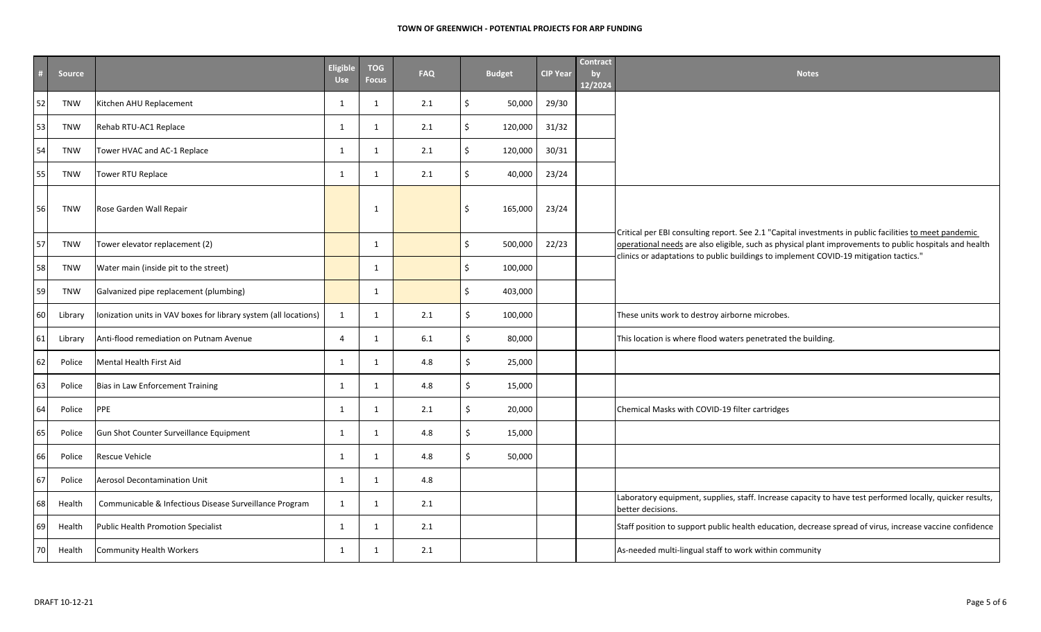## TOWN OF GREENWICH - POTENTIAL PROJECTS FOR ARP FUNDING

| # | Source | | Eligible Use | TOG Focus | FAQ | Budget | CIP Year | Contract by 12/2024 | Notes |
|---|---|---|---|---|---|---|---|---|---|
| 52 | TNW | Kitchen AHU Replacement | 1 | 1 | 2.1 | $ 50,000 | 29/30 | | |
| 53 | TNW | Rehab RTU-AC1 Replace | 1 | 1 | 2.1 | $ 120,000 | 31/32 | | |
| 54 | TNW | Tower HVAC and AC-1 Replace | 1 | 1 | 2.1 | $ 120,000 | 30/31 | | |
| 55 | TNW | Tower RTU Replace | 1 | 1 | 2.1 | $ 40,000 | 23/24 | | |
| 56 | TNW | Rose Garden Wall Repair | | 1 | | $ 165,000 | 23/24 | | Critical per EBI consulting report. See 2.1 "Capital investments in public facilities to meet pandemic operational needs are also eligible, such as physical plant improvements to public hospitals and health clinics or adaptations to public buildings to implement COVID-19 mitigation tactics." |
| 57 | TNW | Tower elevator replacement (2) | | 1 | | $ 500,000 | 22/23 | | |
| 58 | TNW | Water main (inside pit to the street) | | 1 | | $ 100,000 | | | |
| 59 | TNW | Galvanized pipe replacement (plumbing) | | 1 | | $ 403,000 | | | |
| 60 | Library | Ionization units in VAV boxes for library system (all locations) | 1 | 1 | 2.1 | $ 100,000 | | | These units work to destroy airborne microbes. |
| 61 | Library | Anti-flood remediation on Putnam Avenue | 4 | 1 | 6.1 | $ 80,000 | | | This location is where flood waters penetrated the building. |
| 62 | Police | Mental Health First Aid | 1 | 1 | 4.8 | $ 25,000 | | | |
| 63 | Police | Bias in Law Enforcement Training | 1 | 1 | 4.8 | $ 15,000 | | | |
| 64 | Police | PPE | 1 | 1 | 2.1 | $ 20,000 | | | Chemical Masks with COVID-19 filter cartridges |
| 65 | Police | Gun Shot Counter Surveillance Equipment | 1 | 1 | 4.8 | $ 15,000 | | | |
| 66 | Police | Rescue Vehicle | 1 | 1 | 4.8 | $ 50,000 | | | |
| 67 | Police | Aerosol Decontamination Unit | 1 | 1 | 4.8 | | | | |
| 68 | Health | Communicable & Infectious Disease Surveillance Program | 1 | 1 | 2.1 | | | | Laboratory equipment, supplies, staff. Increase capacity to have test performed locally, quicker results, better decisions. |
| 69 | Health | Public Health Promotion Specialist | 1 | 1 | 2.1 | | | | Staff position to support public health education, decrease spread of virus, increase vaccine confidence |
| 70 | Health | Community Health Workers | 1 | 1 | 2.1 | | | | As-needed multi-lingual staff to work within community |

DRAFT 10-12-21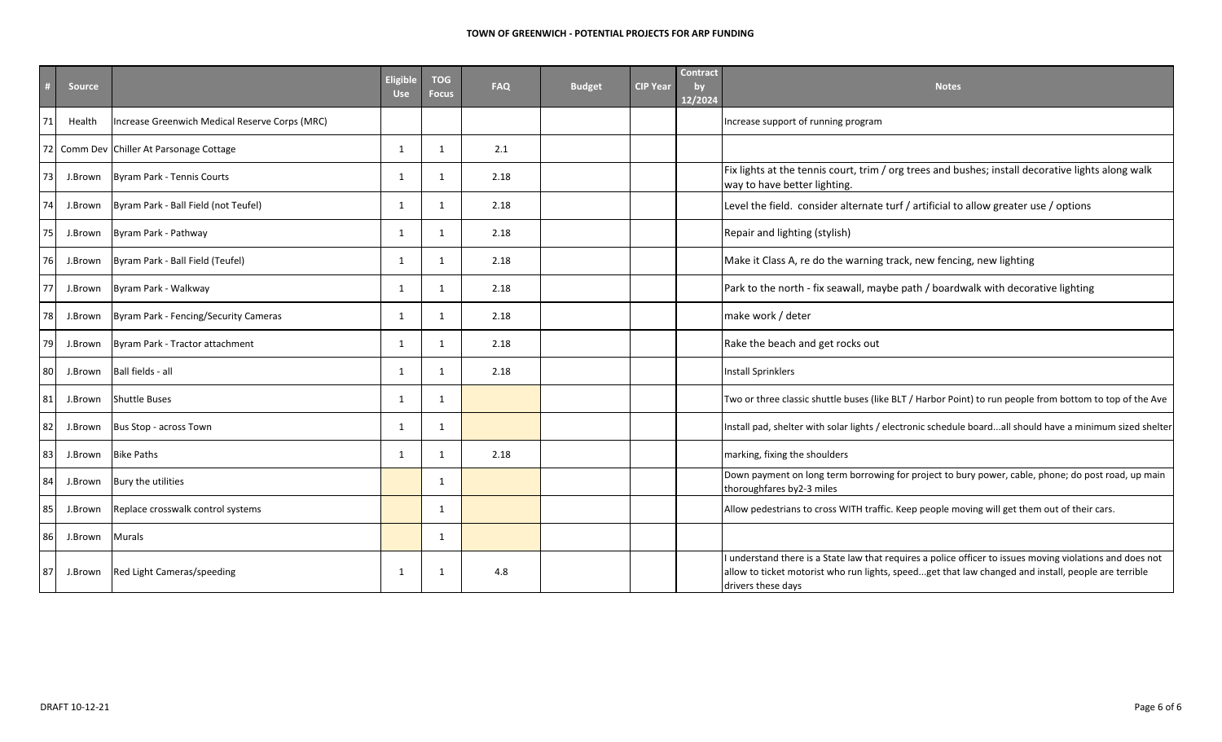**TOWN OF GREENWICH - POTENTIAL PROJECTS FOR ARP FUNDING**

| # | Source | | Eligible Use | TOG Focus | FAQ | Budget | CIP Year | Contract by 12/2024 | Notes |
|---|---|---|---|---|---|---|---|---|---|
| 71 | Health | Increase Greenwich Medical Reserve Corps (MRC) | | | | | | | Increase support of running program |
| 72 | Comm Dev | Chiller At Parsonage Cottage | 1 | 1 | 2.1 | | | | |
| 73 | J.Brown | Byram Park - Tennis Courts | 1 | 1 | 2.18 | | | | Fix lights at the tennis court, trim / org trees and bushes; install decorative lights along walk way to have better lighting. |
| 74 | J.Brown | Byram Park - Ball Field (not Teufel) | 1 | 1 | 2.18 | | | | Level the field. consider alternate turf / artificial to allow greater use / options |
| 75 | J.Brown | Byram Park - Pathway | 1 | 1 | 2.18 | | | | Repair and lighting (stylish) |
| 76 | J.Brown | Byram Park - Ball Field (Teufel) | 1 | 1 | 2.18 | | | | Make it Class A, re do the warning track, new fencing, new lighting |
| 77 | J.Brown | Byram Park - Walkway | 1 | 1 | 2.18 | | | | Park to the north - fix seawall, maybe path / boardwalk with decorative lighting |
| 78 | J.Brown | Byram Park - Fencing/Security Cameras | 1 | 1 | 2.18 | | | | make work / deter |
| 79 | J.Brown | Byram Park - Tractor attachment | 1 | 1 | 2.18 | | | | Rake the beach and get rocks out |
| 80 | J.Brown | Ball fields - all | 1 | 1 | 2.18 | | | | Install Sprinklers |
| 81 | J.Brown | Shuttle Buses | 1 | 1 | | | | | Two or three classic shuttle buses (like BLT / Harbor Point) to run people from bottom to top of the Ave |
| 82 | J.Brown | Bus Stop - across Town | 1 | 1 | | | | | Install pad, shelter with solar lights / electronic schedule board...all should have a minimum sized shelter |
| 83 | J.Brown | Bike Paths | 1 | 1 | 2.18 | | | | marking, fixing the shoulders |
| 84 | J.Brown | Bury the utilities | | 1 | | | | | Down payment on long term borrowing for project to bury power, cable, phone; do post road, up main thoroughfares by2-3 miles |
| 85 | J.Brown | Replace crosswalk control systems | | 1 | | | | | Allow pedestrians to cross WITH traffic. Keep people moving will get them out of their cars. |
| 86 | J.Brown | Murals | | 1 | | | | | |
| 87 | J.Brown | Red Light Cameras/speeding | 1 | 1 | 4.8 | | | | I understand there is a State law that requires a police officer to issues moving violations and does not allow to ticket motorist who run lights, speed...get that law changed and install, people are terrible drivers these days |

DRAFT 10-12-21